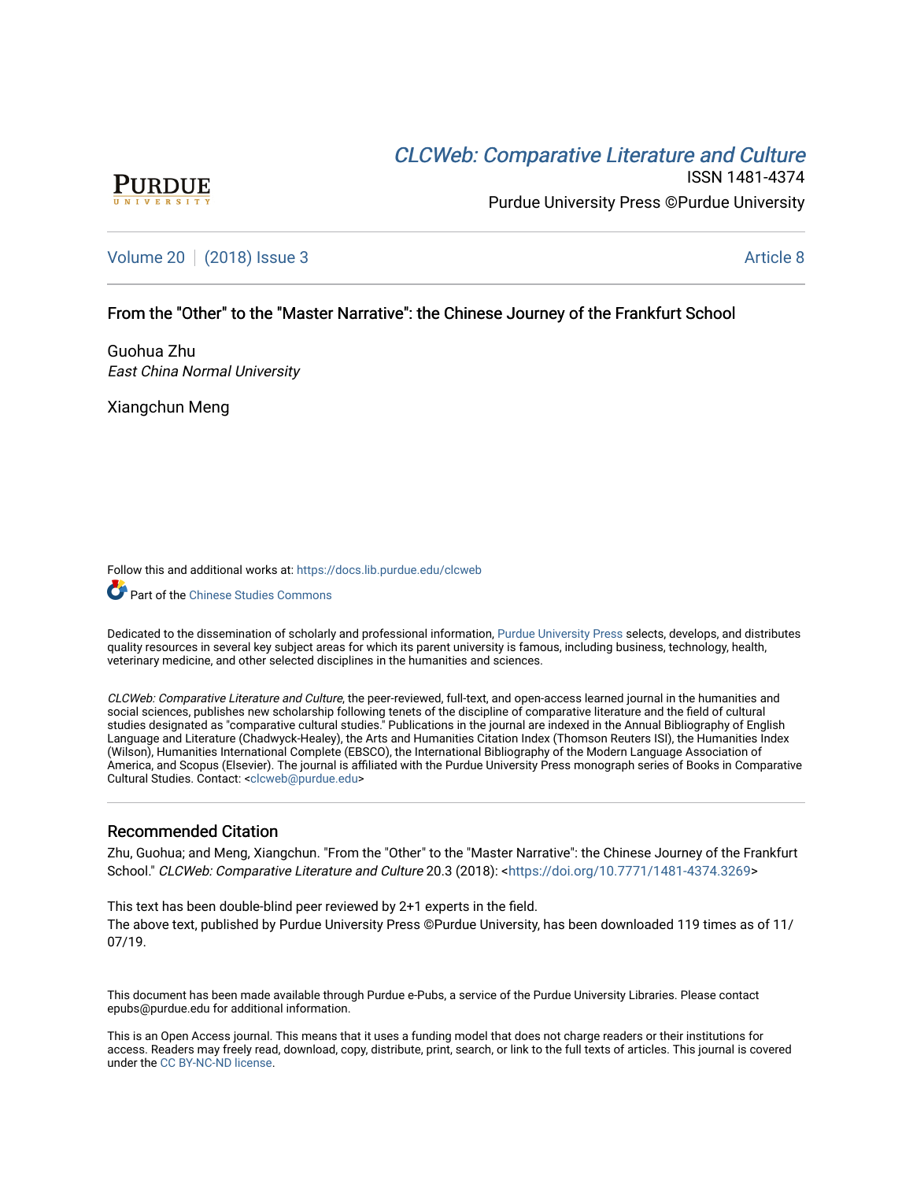CLCWeb: Comparative Literature and Culture

ISSN 1481-4374

Purdue University Press ©Purdue University

Volume 20 | (2018) Issue 3 | Article 8

# From the "Other" to the "Master Narrative": the Chinese Journey of the Frankfurt School

Guohua Zhu
*East China Normal University*

Xiangchun Meng

Follow this and additional works at: https://docs.lib.purdue.edu/clcweb

Part of the Chinese Studies Commons

Dedicated to the dissemination of scholarly and professional information, Purdue University Press selects, develops, and distributes quality resources in several key subject areas for which its parent university is famous, including business, technology, health, veterinary medicine, and other selected disciplines in the humanities and sciences.

*CLCWeb: Comparative Literature and Culture*, the peer-reviewed, full-text, and open-access learned journal in the humanities and social sciences, publishes new scholarship following tenets of the discipline of comparative literature and the field of cultural studies designated as "comparative cultural studies." Publications in the journal are indexed in the Annual Bibliography of English Language and Literature (Chadwyck-Healey), the Arts and Humanities Citation Index (Thomson Reuters ISI), the Humanities Index (Wilson), Humanities International Complete (EBSCO), the International Bibliography of the Modern Language Association of America, and Scopus (Elsevier). The journal is affiliated with the Purdue University Press monograph series of Books in Comparative Cultural Studies. Contact: <clcweb@purdue.edu>

## Recommended Citation

Zhu, Guohua; and Meng, Xiangchun. "From the "Other" to the "Master Narrative": the Chinese Journey of the Frankfurt School." *CLCWeb: Comparative Literature and Culture* 20.3 (2018): <https://doi.org/10.7771/1481-4374.3269>

This text has been double-blind peer reviewed by 2+1 experts in the field.
The above text, published by Purdue University Press ©Purdue University, has been downloaded 119 times as of 11/07/19.

This document has been made available through Purdue e-Pubs, a service of the Purdue University Libraries. Please contact epubs@purdue.edu for additional information.

This is an Open Access journal. This means that it uses a funding model that does not charge readers or their institutions for access. Readers may freely read, download, copy, distribute, print, search, or link to the full texts of articles. This journal is covered under the CC BY-NC-ND license.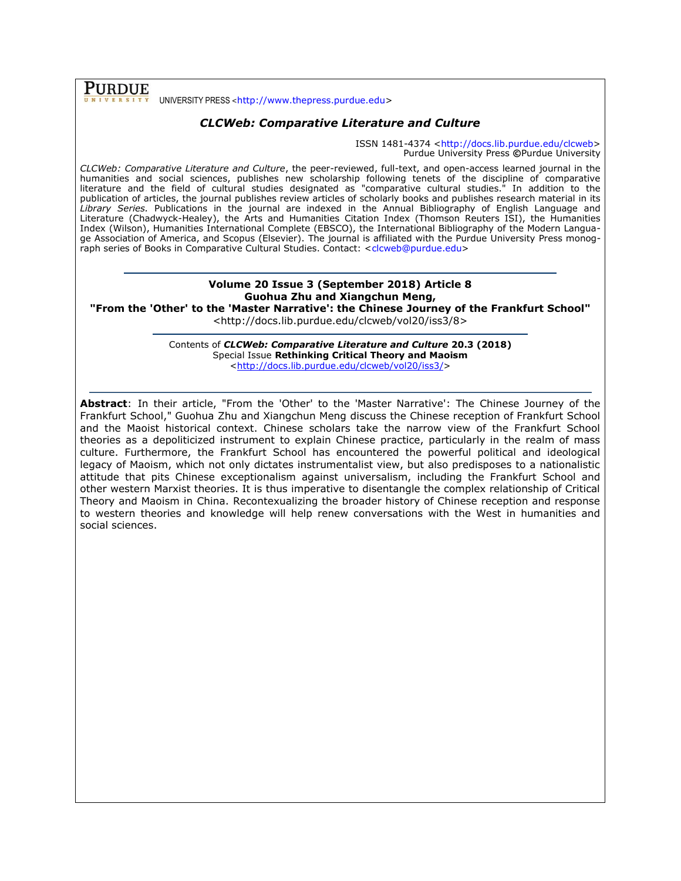**PURDUE** UNIVERSITY PRESS <http://www.thepress.purdue.edu>

***CLCWeb: Comparative Literature and Culture***

ISSN 1481-4374 <http://docs.lib.purdue.edu/clcweb>
Purdue University Press ©Purdue University

*CLCWeb: Comparative Literature and Culture*, the peer-reviewed, full-text, and open-access learned journal in the humanities and social sciences, publishes new scholarship following tenets of the discipline of comparative literature and the field of cultural studies designated as "comparative cultural studies." In addition to the publication of articles, the journal publishes review articles of scholarly books and publishes research material in its *Library Series.* Publications in the journal are indexed in the Annual Bibliography of English Language and Literature (Chadwyck-Healey), the Arts and Humanities Citation Index (Thomson Reuters ISI), the Humanities Index (Wilson), Humanities International Complete (EBSCO), the International Bibliography of the Modern Language Association of America, and Scopus (Elsevier). The journal is affiliated with the Purdue University Press monograph series of Books in Comparative Cultural Studies. Contact: <clcweb@purdue.edu>

---

**Volume 20 Issue 3 (September 2018) Article 8**
**Guohua Zhu and Xiangchun Meng,**
**"From the 'Other' to the 'Master Narrative': the Chinese Journey of the Frankfurt School"**
<http://docs.lib.purdue.edu/clcweb/vol20/iss3/8>

---

Contents of ***CLCWeb: Comparative Literature and Culture* 20.3 (2018)**
Special Issue **Rethinking Critical Theory and Maoism**
<http://docs.lib.purdue.edu/clcweb/vol20/iss3/>

---

**Abstract**: In their article, "From the 'Other' to the 'Master Narrative': The Chinese Journey of the Frankfurt School," Guohua Zhu and Xiangchun Meng discuss the Chinese reception of Frankfurt School and the Maoist historical context. Chinese scholars take the narrow view of the Frankfurt School theories as a depoliticized instrument to explain Chinese practice, particularly in the realm of mass culture. Furthermore, the Frankfurt School has encountered the powerful political and ideological legacy of Maoism, which not only dictates instrumentalist view, but also predisposes to a nationalistic attitude that pits Chinese exceptionalism against universalism, including the Frankfurt School and other western Marxist theories. It is thus imperative to disentangle the complex relationship of Critical Theory and Maoism in China. Recontexualizing the broader history of Chinese reception and response to western theories and knowledge will help renew conversations with the West in humanities and social sciences.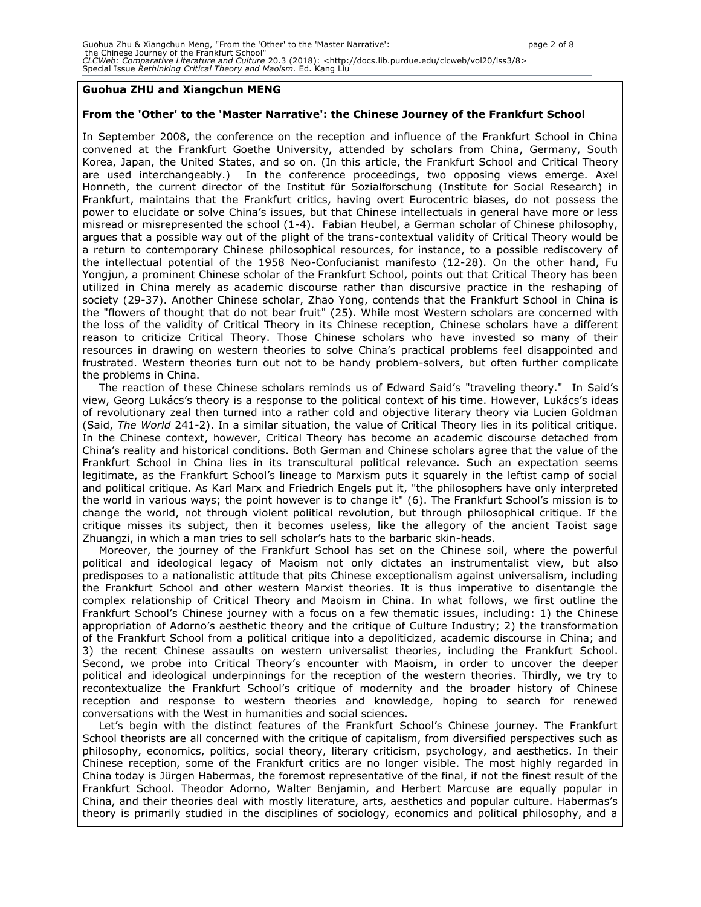**Guohua ZHU and Xiangchun MENG**

**From the 'Other' to the 'Master Narrative': the Chinese Journey of the Frankfurt School**

In September 2008, the conference on the reception and influence of the Frankfurt School in China convened at the Frankfurt Goethe University, attended by scholars from China, Germany, South Korea, Japan, the United States, and so on. (In this article, the Frankfurt School and Critical Theory are used interchangeably.) In the conference proceedings, two opposing views emerge. Axel Honneth, the current director of the Institut für Sozialforschung (Institute for Social Research) in Frankfurt, maintains that the Frankfurt critics, having overt Eurocentric biases, do not possess the power to elucidate or solve China's issues, but that Chinese intellectuals in general have more or less misread or misrepresented the school (1-4). Fabian Heubel, a German scholar of Chinese philosophy, argues that a possible way out of the plight of the trans-contextual validity of Critical Theory would be a return to contemporary Chinese philosophical resources, for instance, to a possible rediscovery of the intellectual potential of the 1958 Neo-Confucianist manifesto (12-28). On the other hand, Fu Yongjun, a prominent Chinese scholar of the Frankfurt School, points out that Critical Theory has been utilized in China merely as academic discourse rather than discursive practice in the reshaping of society (29-37). Another Chinese scholar, Zhao Yong, contends that the Frankfurt School in China is the "flowers of thought that do not bear fruit" (25). While most Western scholars are concerned with the loss of the validity of Critical Theory in its Chinese reception, Chinese scholars have a different reason to criticize Critical Theory. Those Chinese scholars who have invested so many of their resources in drawing on western theories to solve China's practical problems feel disappointed and frustrated. Western theories turn out not to be handy problem-solvers, but often further complicate the problems in China.

The reaction of these Chinese scholars reminds us of Edward Said's "traveling theory." In Said's view, Georg Lukács's theory is a response to the political context of his time. However, Lukács's ideas of revolutionary zeal then turned into a rather cold and objective literary theory via Lucien Goldman (Said, *The World* 241-2). In a similar situation, the value of Critical Theory lies in its political critique. In the Chinese context, however, Critical Theory has become an academic discourse detached from China's reality and historical conditions. Both German and Chinese scholars agree that the value of the Frankfurt School in China lies in its transcultural political relevance. Such an expectation seems legitimate, as the Frankfurt School's lineage to Marxism puts it squarely in the leftist camp of social and political critique. As Karl Marx and Friedrich Engels put it, "the philosophers have only interpreted the world in various ways; the point however is to change it" (6). The Frankfurt School's mission is to change the world, not through violent political revolution, but through philosophical critique. If the critique misses its subject, then it becomes useless, like the allegory of the ancient Taoist sage Zhuangzi, in which a man tries to sell scholar's hats to the barbaric skin-heads.

Moreover, the journey of the Frankfurt School has set on the Chinese soil, where the powerful political and ideological legacy of Maoism not only dictates an instrumentalist view, but also predisposes to a nationalistic attitude that pits Chinese exceptionalism against universalism, including the Frankfurt School and other western Marxist theories. It is thus imperative to disentangle the complex relationship of Critical Theory and Maoism in China. In what follows, we first outline the Frankfurt School's Chinese journey with a focus on a few thematic issues, including: 1) the Chinese appropriation of Adorno's aesthetic theory and the critique of Culture Industry; 2) the transformation of the Frankfurt School from a political critique into a depoliticized, academic discourse in China; and 3) the recent Chinese assaults on western universalist theories, including the Frankfurt School. Second, we probe into Critical Theory's encounter with Maoism, in order to uncover the deeper political and ideological underpinnings for the reception of the western theories. Thirdly, we try to recontextualize the Frankfurt School's critique of modernity and the broader history of Chinese reception and response to western theories and knowledge, hoping to search for renewed conversations with the West in humanities and social sciences.

Let's begin with the distinct features of the Frankfurt School's Chinese journey. The Frankfurt School theorists are all concerned with the critique of capitalism, from diversified perspectives such as philosophy, economics, politics, social theory, literary criticism, psychology, and aesthetics. In their Chinese reception, some of the Frankfurt critics are no longer visible. The most highly regarded in China today is Jürgen Habermas, the foremost representative of the final, if not the finest result of the Frankfurt School. Theodor Adorno, Walter Benjamin, and Herbert Marcuse are equally popular in China, and their theories deal with mostly literature, arts, aesthetics and popular culture. Habermas's theory is primarily studied in the disciplines of sociology, economics and political philosophy, and a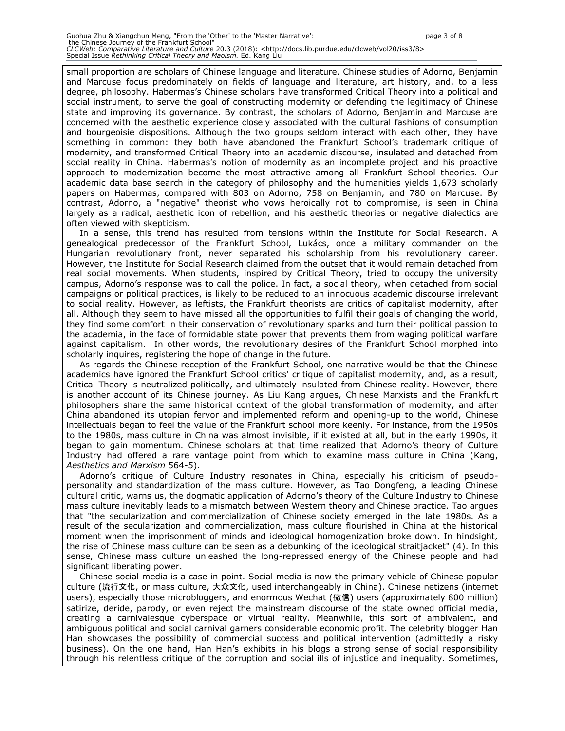small proportion are scholars of Chinese language and literature. Chinese studies of Adorno, Benjamin and Marcuse focus predominately on fields of language and literature, art history, and, to a less degree, philosophy. Habermas's Chinese scholars have transformed Critical Theory into a political and social instrument, to serve the goal of constructing modernity or defending the legitimacy of Chinese state and improving its governance. By contrast, the scholars of Adorno, Benjamin and Marcuse are concerned with the aesthetic experience closely associated with the cultural fashions of consumption and bourgeoisie dispositions. Although the two groups seldom interact with each other, they have something in common: they both have abandoned the Frankfurt School's trademark critique of modernity, and transformed Critical Theory into an academic discourse, insulated and detached from social reality in China. Habermas's notion of modernity as an incomplete project and his proactive approach to modernization become the most attractive among all Frankfurt School theories. Our academic data base search in the category of philosophy and the humanities yields 1,673 scholarly papers on Habermas, compared with 803 on Adorno, 758 on Benjamin, and 780 on Marcuse. By contrast, Adorno, a "negative" theorist who vows heroically not to compromise, is seen in China largely as a radical, aesthetic icon of rebellion, and his aesthetic theories or negative dialectics are often viewed with skepticism.

In a sense, this trend has resulted from tensions within the Institute for Social Research. A genealogical predecessor of the Frankfurt School, Lukács, once a military commander on the Hungarian revolutionary front, never separated his scholarship from his revolutionary career. However, the Institute for Social Research claimed from the outset that it would remain detached from real social movements. When students, inspired by Critical Theory, tried to occupy the university campus, Adorno's response was to call the police. In fact, a social theory, when detached from social campaigns or political practices, is likely to be reduced to an innocuous academic discourse irrelevant to social reality. However, as leftists, the Frankfurt theorists are critics of capitalist modernity, after all. Although they seem to have missed all the opportunities to fulfil their goals of changing the world, they find some comfort in their conservation of revolutionary sparks and turn their political passion to the academia, in the face of formidable state power that prevents them from waging political warfare against capitalism. In other words, the revolutionary desires of the Frankfurt School morphed into scholarly inquires, registering the hope of change in the future.

As regards the Chinese reception of the Frankfurt School, one narrative would be that the Chinese academics have ignored the Frankfurt School critics' critique of capitalist modernity, and, as a result, Critical Theory is neutralized politically, and ultimately insulated from Chinese reality. However, there is another account of its Chinese journey. As Liu Kang argues, Chinese Marxists and the Frankfurt philosophers share the same historical context of the global transformation of modernity, and after China abandoned its utopian fervor and implemented reform and opening-up to the world, Chinese intellectuals began to feel the value of the Frankfurt school more keenly. For instance, from the 1950s to the 1980s, mass culture in China was almost invisible, if it existed at all, but in the early 1990s, it began to gain momentum. Chinese scholars at that time realized that Adorno's theory of Culture Industry had offered a rare vantage point from which to examine mass culture in China (Kang, *Aesthetics and Marxism* 564-5).

Adorno's critique of Culture Industry resonates in China, especially his criticism of pseudo-personality and standardization of the mass culture. However, as Tao Dongfeng, a leading Chinese cultural critic, warns us, the dogmatic application of Adorno's theory of the Culture Industry to Chinese mass culture inevitably leads to a mismatch between Western theory and Chinese practice. Tao argues that "the secularization and commercialization of Chinese society emerged in the late 1980s. As a result of the secularization and commercialization, mass culture flourished in China at the historical moment when the imprisonment of minds and ideological homogenization broke down. In hindsight, the rise of Chinese mass culture can be seen as a debunking of the ideological straitjacket" (4). In this sense, Chinese mass culture unleashed the long-repressed energy of the Chinese people and had significant liberating power.

Chinese social media is a case in point. Social media is now the primary vehicle of Chinese popular culture (流行文化, or mass culture, 大众文化, used interchangeably in China). Chinese netizens (internet users), especially those microbloggers, and enormous Wechat (微信) users (approximately 800 million) satirize, deride, parody, or even reject the mainstream discourse of the state owned official media, creating a carnivalesque cyberspace or virtual reality. Meanwhile, this sort of ambivalent, and ambiguous political and social carnival garners considerable economic profit. The celebrity blogger Han Han showcases the possibility of commercial success and political intervention (admittedly a risky business). On the one hand, Han Han's exhibits in his blogs a strong sense of social responsibility through his relentless critique of the corruption and social ills of injustice and inequality. Sometimes,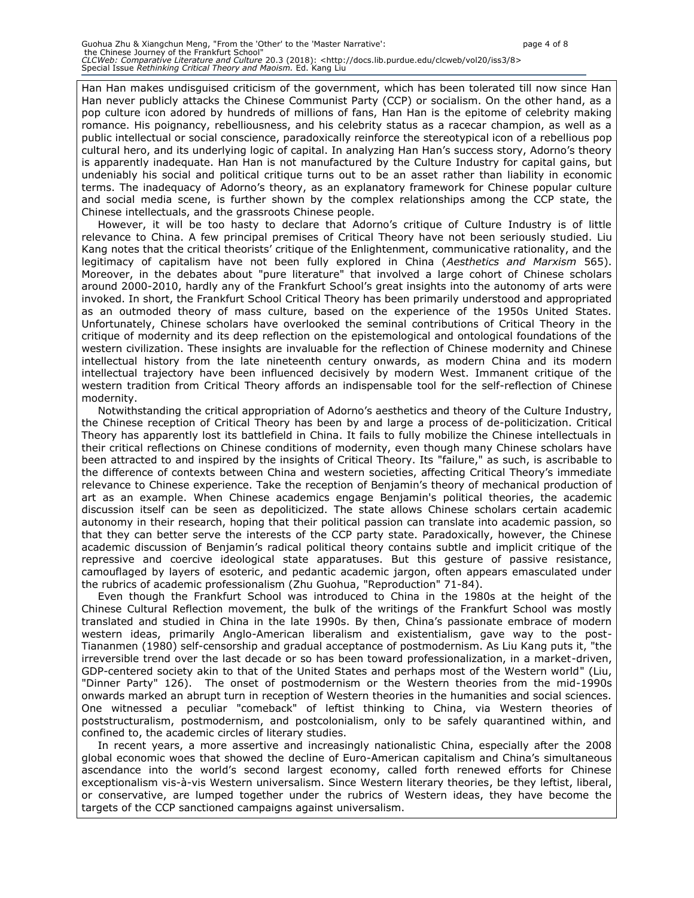Han Han makes undisguised criticism of the government, which has been tolerated till now since Han Han never publicly attacks the Chinese Communist Party (CCP) or socialism. On the other hand, as a pop culture icon adored by hundreds of millions of fans, Han Han is the epitome of celebrity making romance. His poignancy, rebelliousness, and his celebrity status as a racecar champion, as well as a public intellectual or social conscience, paradoxically reinforce the stereotypical icon of a rebellious pop cultural hero, and its underlying logic of capital. In analyzing Han Han's success story, Adorno's theory is apparently inadequate. Han Han is not manufactured by the Culture Industry for capital gains, but undeniably his social and political critique turns out to be an asset rather than liability in economic terms. The inadequacy of Adorno's theory, as an explanatory framework for Chinese popular culture and social media scene, is further shown by the complex relationships among the CCP state, the Chinese intellectuals, and the grassroots Chinese people.

However, it will be too hasty to declare that Adorno's critique of Culture Industry is of little relevance to China. A few principal premises of Critical Theory have not been seriously studied. Liu Kang notes that the critical theorists' critique of the Enlightenment, communicative rationality, and the legitimacy of capitalism have not been fully explored in China (*Aesthetics and Marxism* 565). Moreover, in the debates about "pure literature" that involved a large cohort of Chinese scholars around 2000-2010, hardly any of the Frankfurt School's great insights into the autonomy of arts were invoked. In short, the Frankfurt School Critical Theory has been primarily understood and appropriated as an outmoded theory of mass culture, based on the experience of the 1950s United States. Unfortunately, Chinese scholars have overlooked the seminal contributions of Critical Theory in the critique of modernity and its deep reflection on the epistemological and ontological foundations of the western civilization. These insights are invaluable for the reflection of Chinese modernity and Chinese intellectual history from the late nineteenth century onwards, as modern China and its modern intellectual trajectory have been influenced decisively by modern West. Immanent critique of the western tradition from Critical Theory affords an indispensable tool for the self-reflection of Chinese modernity.

Notwithstanding the critical appropriation of Adorno's aesthetics and theory of the Culture Industry, the Chinese reception of Critical Theory has been by and large a process of de-politicization. Critical Theory has apparently lost its battlefield in China. It fails to fully mobilize the Chinese intellectuals in their critical reflections on Chinese conditions of modernity, even though many Chinese scholars have been attracted to and inspired by the insights of Critical Theory. Its "failure," as such, is ascribable to the difference of contexts between China and western societies, affecting Critical Theory's immediate relevance to Chinese experience. Take the reception of Benjamin's theory of mechanical production of art as an example. When Chinese academics engage Benjamin's political theories, the academic discussion itself can be seen as depoliticized. The state allows Chinese scholars certain academic autonomy in their research, hoping that their political passion can translate into academic passion, so that they can better serve the interests of the CCP party state. Paradoxically, however, the Chinese academic discussion of Benjamin's radical political theory contains subtle and implicit critique of the repressive and coercive ideological state apparatuses. But this gesture of passive resistance, camouflaged by layers of esoteric, and pedantic academic jargon, often appears emasculated under the rubrics of academic professionalism (Zhu Guohua, "Reproduction" 71-84).

Even though the Frankfurt School was introduced to China in the 1980s at the height of the Chinese Cultural Reflection movement, the bulk of the writings of the Frankfurt School was mostly translated and studied in China in the late 1990s. By then, China's passionate embrace of modern western ideas, primarily Anglo-American liberalism and existentialism, gave way to the post-Tiananmen (1980) self-censorship and gradual acceptance of postmodernism. As Liu Kang puts it, "the irreversible trend over the last decade or so has been toward professionalization, in a market-driven, GDP-centered society akin to that of the United States and perhaps most of the Western world" (Liu, "Dinner Party" 126). The onset of postmodernism or the Western theories from the mid-1990s onwards marked an abrupt turn in reception of Western theories in the humanities and social sciences. One witnessed a peculiar "comeback" of leftist thinking to China, via Western theories of poststructuralism, postmodernism, and postcolonialism, only to be safely quarantined within, and confined to, the academic circles of literary studies.

In recent years, a more assertive and increasingly nationalistic China, especially after the 2008 global economic woes that showed the decline of Euro-American capitalism and China's simultaneous ascendance into the world's second largest economy, called forth renewed efforts for Chinese exceptionalism vis-à-vis Western universalism. Since Western literary theories, be they leftist, liberal, or conservative, are lumped together under the rubrics of Western ideas, they have become the targets of the CCP sanctioned campaigns against universalism.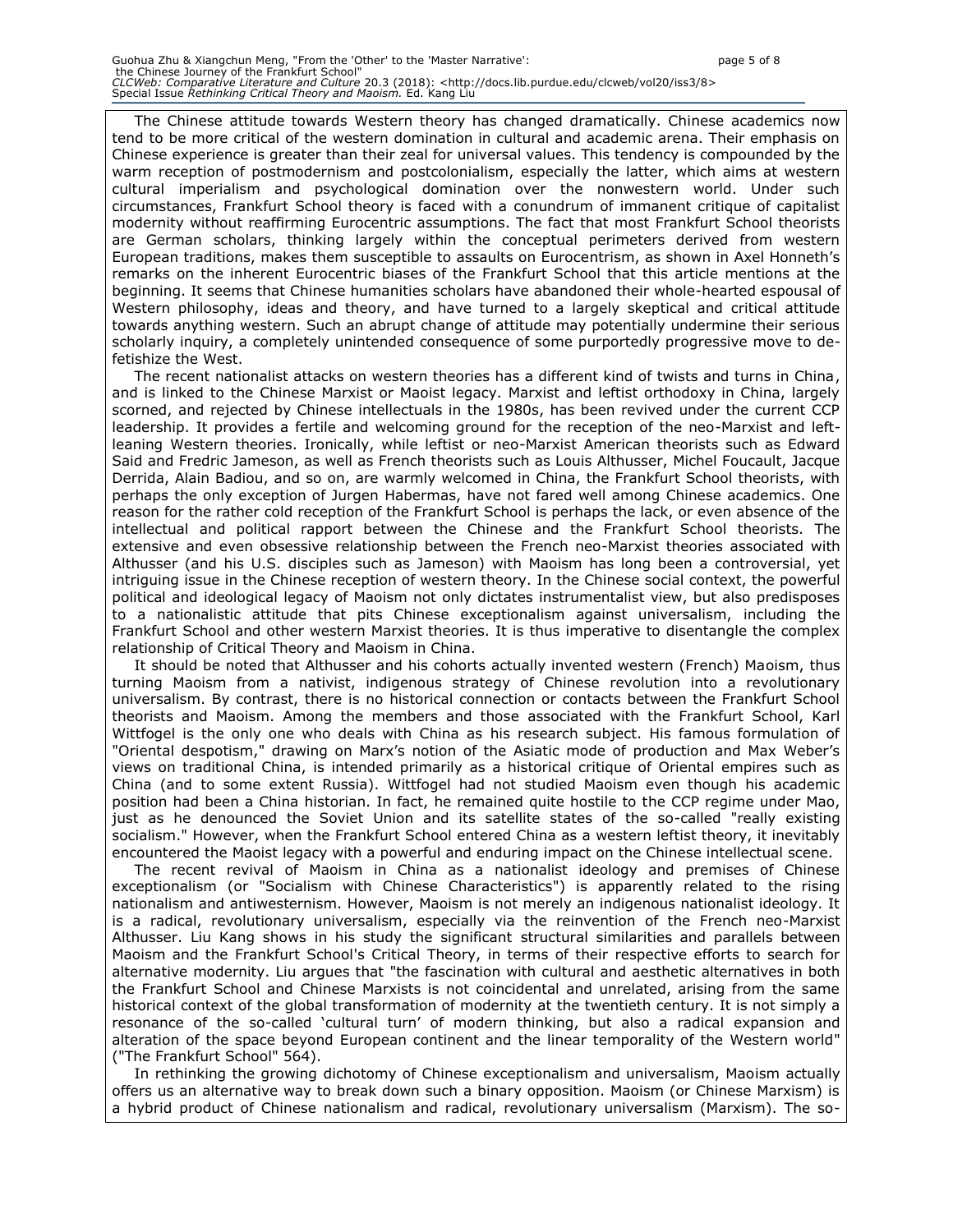The Chinese attitude towards Western theory has changed dramatically. Chinese academics now tend to be more critical of the western domination in cultural and academic arena. Their emphasis on Chinese experience is greater than their zeal for universal values. This tendency is compounded by the warm reception of postmodernism and postcolonialism, especially the latter, which aims at western cultural imperialism and psychological domination over the nonwestern world. Under such circumstances, Frankfurt School theory is faced with a conundrum of immanent critique of capitalist modernity without reaffirming Eurocentric assumptions. The fact that most Frankfurt School theorists are German scholars, thinking largely within the conceptual perimeters derived from western European traditions, makes them susceptible to assaults on Eurocentrism, as shown in Axel Honneth's remarks on the inherent Eurocentric biases of the Frankfurt School that this article mentions at the beginning. It seems that Chinese humanities scholars have abandoned their whole-hearted espousal of Western philosophy, ideas and theory, and have turned to a largely skeptical and critical attitude towards anything western. Such an abrupt change of attitude may potentially undermine their serious scholarly inquiry, a completely unintended consequence of some purportedly progressive move to de-fetishize the West.

The recent nationalist attacks on western theories has a different kind of twists and turns in China, and is linked to the Chinese Marxist or Maoist legacy. Marxist and leftist orthodoxy in China, largely scorned, and rejected by Chinese intellectuals in the 1980s, has been revived under the current CCP leadership. It provides a fertile and welcoming ground for the reception of the neo-Marxist and left-leaning Western theories. Ironically, while leftist or neo-Marxist American theorists such as Edward Said and Fredric Jameson, as well as French theorists such as Louis Althusser, Michel Foucault, Jacque Derrida, Alain Badiou, and so on, are warmly welcomed in China, the Frankfurt School theorists, with perhaps the only exception of Jurgen Habermas, have not fared well among Chinese academics. One reason for the rather cold reception of the Frankfurt School is perhaps the lack, or even absence of the intellectual and political rapport between the Chinese and the Frankfurt School theorists. The extensive and even obsessive relationship between the French neo-Marxist theories associated with Althusser (and his U.S. disciples such as Jameson) with Maoism has long been a controversial, yet intriguing issue in the Chinese reception of western theory. In the Chinese social context, the powerful political and ideological legacy of Maoism not only dictates instrumentalist view, but also predisposes to a nationalistic attitude that pits Chinese exceptionalism against universalism, including the Frankfurt School and other western Marxist theories. It is thus imperative to disentangle the complex relationship of Critical Theory and Maoism in China.

It should be noted that Althusser and his cohorts actually invented western (French) Maoism, thus turning Maoism from a nativist, indigenous strategy of Chinese revolution into a revolutionary universalism. By contrast, there is no historical connection or contacts between the Frankfurt School theorists and Maoism. Among the members and those associated with the Frankfurt School, Karl Wittfogel is the only one who deals with China as his research subject. His famous formulation of "Oriental despotism," drawing on Marx's notion of the Asiatic mode of production and Max Weber's views on traditional China, is intended primarily as a historical critique of Oriental empires such as China (and to some extent Russia). Wittfogel had not studied Maoism even though his academic position had been a China historian. In fact, he remained quite hostile to the CCP regime under Mao, just as he denounced the Soviet Union and its satellite states of the so-called "really existing socialism." However, when the Frankfurt School entered China as a western leftist theory, it inevitably encountered the Maoist legacy with a powerful and enduring impact on the Chinese intellectual scene.

The recent revival of Maoism in China as a nationalist ideology and premises of Chinese exceptionalism (or "Socialism with Chinese Characteristics") is apparently related to the rising nationalism and antiwesternism. However, Maoism is not merely an indigenous nationalist ideology. It is a radical, revolutionary universalism, especially via the reinvention of the French neo-Marxist Althusser. Liu Kang shows in his study the significant structural similarities and parallels between Maoism and the Frankfurt School's Critical Theory, in terms of their respective efforts to search for alternative modernity. Liu argues that "the fascination with cultural and aesthetic alternatives in both the Frankfurt School and Chinese Marxists is not coincidental and unrelated, arising from the same historical context of the global transformation of modernity at the twentieth century. It is not simply a resonance of the so-called 'cultural turn' of modern thinking, but also a radical expansion and alteration of the space beyond European continent and the linear temporality of the Western world" ("The Frankfurt School" 564).

In rethinking the growing dichotomy of Chinese exceptionalism and universalism, Maoism actually offers us an alternative way to break down such a binary opposition. Maoism (or Chinese Marxism) is a hybrid product of Chinese nationalism and radical, revolutionary universalism (Marxism). The so-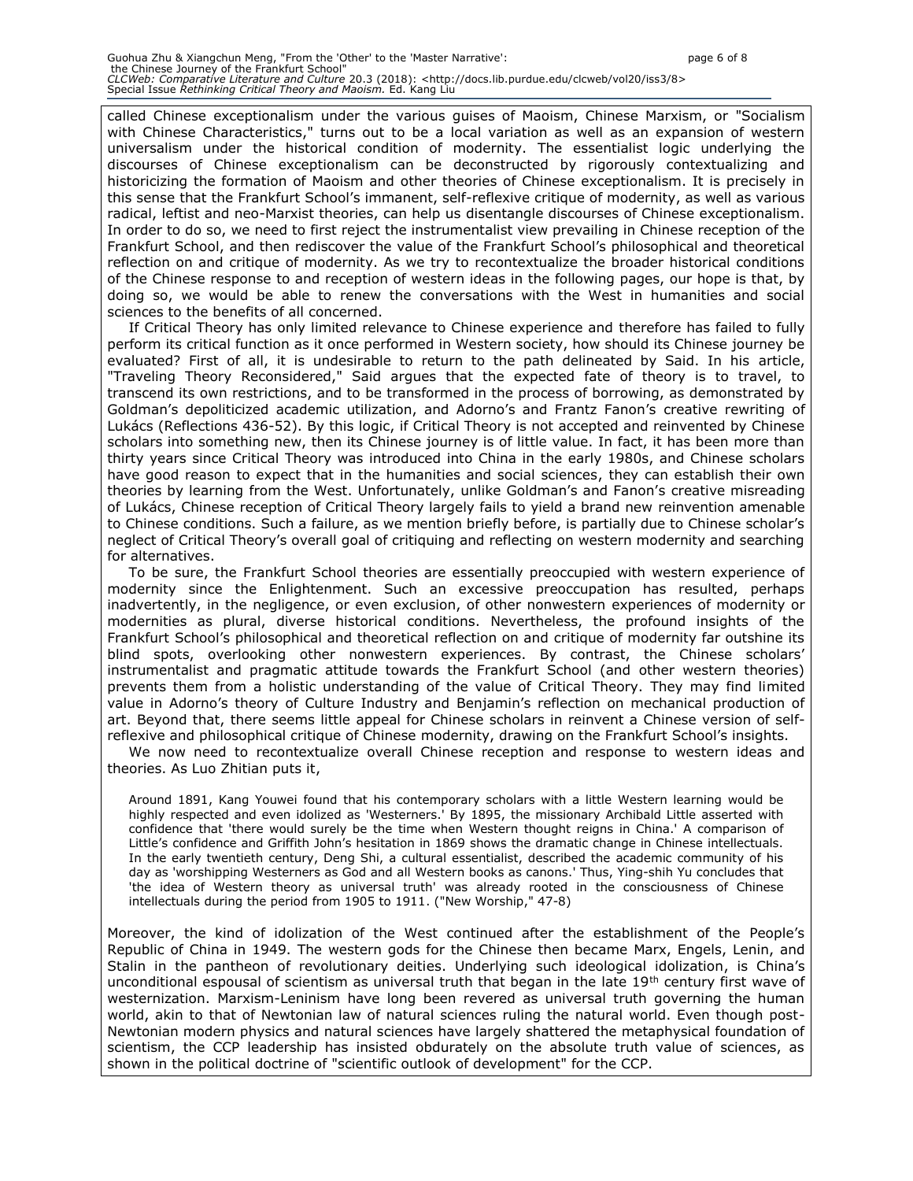called Chinese exceptionalism under the various guises of Maoism, Chinese Marxism, or "Socialism with Chinese Characteristics," turns out to be a local variation as well as an expansion of western universalism under the historical condition of modernity. The essentialist logic underlying the discourses of Chinese exceptionalism can be deconstructed by rigorously contextualizing and historicizing the formation of Maoism and other theories of Chinese exceptionalism. It is precisely in this sense that the Frankfurt School's immanent, self-reflexive critique of modernity, as well as various radical, leftist and neo-Marxist theories, can help us disentangle discourses of Chinese exceptionalism. In order to do so, we need to first reject the instrumentalist view prevailing in Chinese reception of the Frankfurt School, and then rediscover the value of the Frankfurt School's philosophical and theoretical reflection on and critique of modernity. As we try to recontextualize the broader historical conditions of the Chinese response to and reception of western ideas in the following pages, our hope is that, by doing so, we would be able to renew the conversations with the West in humanities and social sciences to the benefits of all concerned.

If Critical Theory has only limited relevance to Chinese experience and therefore has failed to fully perform its critical function as it once performed in Western society, how should its Chinese journey be evaluated? First of all, it is undesirable to return to the path delineated by Said. In his article, "Traveling Theory Reconsidered," Said argues that the expected fate of theory is to travel, to transcend its own restrictions, and to be transformed in the process of borrowing, as demonstrated by Goldman's depoliticized academic utilization, and Adorno's and Frantz Fanon's creative rewriting of Lukács (Reflections 436-52). By this logic, if Critical Theory is not accepted and reinvented by Chinese scholars into something new, then its Chinese journey is of little value. In fact, it has been more than thirty years since Critical Theory was introduced into China in the early 1980s, and Chinese scholars have good reason to expect that in the humanities and social sciences, they can establish their own theories by learning from the West. Unfortunately, unlike Goldman's and Fanon's creative misreading of Lukács, Chinese reception of Critical Theory largely fails to yield a brand new reinvention amenable to Chinese conditions. Such a failure, as we mention briefly before, is partially due to Chinese scholar's neglect of Critical Theory's overall goal of critiquing and reflecting on western modernity and searching for alternatives.

To be sure, the Frankfurt School theories are essentially preoccupied with western experience of modernity since the Enlightenment. Such an excessive preoccupation has resulted, perhaps inadvertently, in the negligence, or even exclusion, of other nonwestern experiences of modernity or modernities as plural, diverse historical conditions. Nevertheless, the profound insights of the Frankfurt School's philosophical and theoretical reflection on and critique of modernity far outshine its blind spots, overlooking other nonwestern experiences. By contrast, the Chinese scholars' instrumentalist and pragmatic attitude towards the Frankfurt School (and other western theories) prevents them from a holistic understanding of the value of Critical Theory. They may find limited value in Adorno's theory of Culture Industry and Benjamin's reflection on mechanical production of art. Beyond that, there seems little appeal for Chinese scholars in reinvent a Chinese version of self-reflexive and philosophical critique of Chinese modernity, drawing on the Frankfurt School's insights.

We now need to recontextualize overall Chinese reception and response to western ideas and theories. As Luo Zhitian puts it,

> Around 1891, Kang Youwei found that his contemporary scholars with a little Western learning would be highly respected and even idolized as 'Westerners.' By 1895, the missionary Archibald Little asserted with confidence that 'there would surely be the time when Western thought reigns in China.' A comparison of Little's confidence and Griffith John's hesitation in 1869 shows the dramatic change in Chinese intellectuals. In the early twentieth century, Deng Shi, a cultural essentialist, described the academic community of his day as 'worshipping Westerners as God and all Western books as canons.' Thus, Ying-shih Yu concludes that 'the idea of Western theory as universal truth' was already rooted in the consciousness of Chinese intellectuals during the period from 1905 to 1911. ("New Worship," 47-8)

Moreover, the kind of idolization of the West continued after the establishment of the People's Republic of China in 1949. The western gods for the Chinese then became Marx, Engels, Lenin, and Stalin in the pantheon of revolutionary deities. Underlying such ideological idolization, is China's unconditional espousal of scientism as universal truth that began in the late 19th century first wave of westernization. Marxism-Leninism have long been revered as universal truth governing the human world, akin to that of Newtonian law of natural sciences ruling the natural world. Even though post-Newtonian modern physics and natural sciences have largely shattered the metaphysical foundation of scientism, the CCP leadership has insisted obdurately on the absolute truth value of sciences, as shown in the political doctrine of "scientific outlook of development" for the CCP.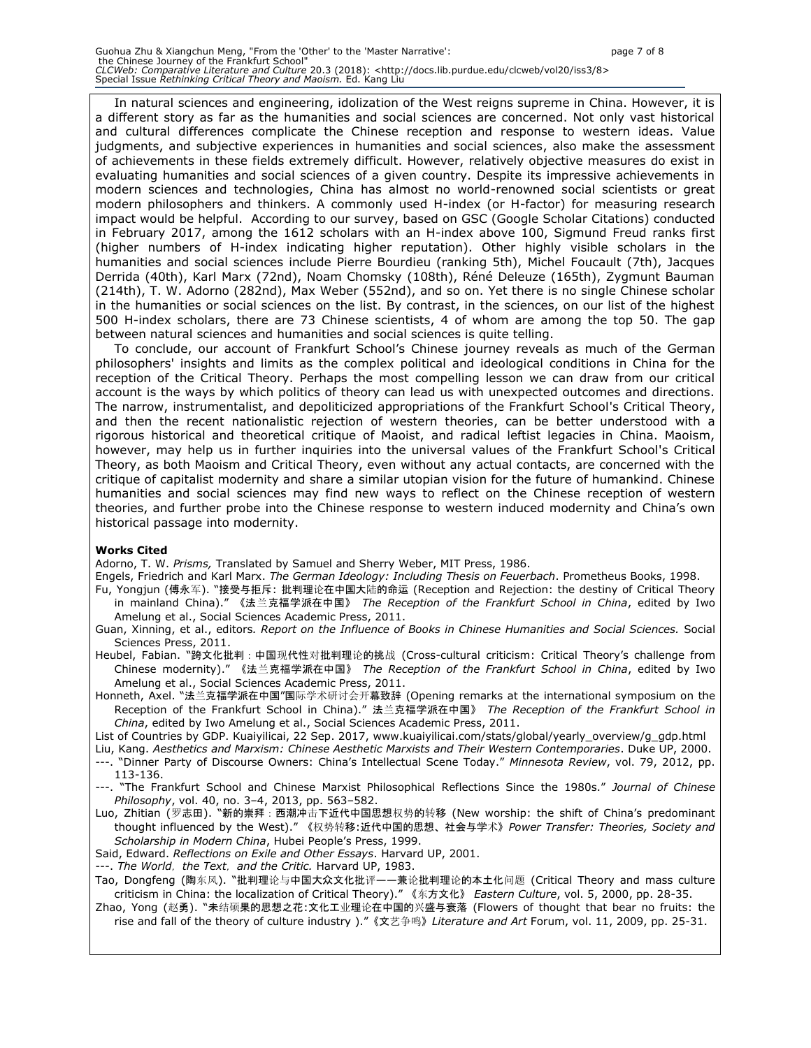In natural sciences and engineering, idolization of the West reigns supreme in China. However, it is a different story as far as the humanities and social sciences are concerned. Not only vast historical and cultural differences complicate the Chinese reception and response to western ideas. Value judgments, and subjective experiences in humanities and social sciences, also make the assessment of achievements in these fields extremely difficult. However, relatively objective measures do exist in evaluating humanities and social sciences of a given country. Despite its impressive achievements in modern sciences and technologies, China has almost no world-renowned social scientists or great modern philosophers and thinkers. A commonly used H-index (or H-factor) for measuring research impact would be helpful. According to our survey, based on GSC (Google Scholar Citations) conducted in February 2017, among the 1612 scholars with an H-index above 100, Sigmund Freud ranks first (higher numbers of H-index indicating higher reputation). Other highly visible scholars in the humanities and social sciences include Pierre Bourdieu (ranking 5th), Michel Foucault (7th), Jacques Derrida (40th), Karl Marx (72nd), Noam Chomsky (108th), Réné Deleuze (165th), Zygmunt Bauman (214th), T. W. Adorno (282nd), Max Weber (552nd), and so on. Yet there is no single Chinese scholar in the humanities or social sciences on the list. By contrast, in the sciences, on our list of the highest 500 H-index scholars, there are 73 Chinese scientists, 4 of whom are among the top 50. The gap between natural sciences and humanities and social sciences is quite telling.

To conclude, our account of Frankfurt School's Chinese journey reveals as much of the German philosophers' insights and limits as the complex political and ideological conditions in China for the reception of the Critical Theory. Perhaps the most compelling lesson we can draw from our critical account is the ways by which politics of theory can lead us with unexpected outcomes and directions. The narrow, instrumentalist, and depoliticized appropriations of the Frankfurt School's Critical Theory, and then the recent nationalistic rejection of western theories, can be better understood with a rigorous historical and theoretical critique of Maoist, and radical leftist legacies in China. Maoism, however, may help us in further inquiries into the universal values of the Frankfurt School's Critical Theory, as both Maoism and Critical Theory, even without any actual contacts, are concerned with the critique of capitalist modernity and share a similar utopian vision for the future of humankind. Chinese humanities and social sciences may find new ways to reflect on the Chinese reception of western theories, and further probe into the Chinese response to western induced modernity and China's own historical passage into modernity.

**Works Cited**

Adorno, T. W. *Prisms,* Translated by Samuel and Sherry Weber, MIT Press, 1986.

Engels, Friedrich and Karl Marx. *The German Ideology: Including Thesis on Feuerbach*. Prometheus Books, 1998.

Fu, Yongjun (傅永军). "接受与拒斥: 批判理论在中国大陆的命运 (Reception and Rejection: the destiny of Critical Theory in mainland China)." 《法兰克福学派在中国》 *The Reception of the Frankfurt School in China*, edited by Iwo Amelung et al., Social Sciences Academic Press, 2011.

Guan, Xinning, et al., editors. *Report on the Influence of Books in Chinese Humanities and Social Sciences.* Social Sciences Press, 2011.

Heubel, Fabian. "跨文化批判：中国现代性对批判理论的挑战 (Cross-cultural criticism: Critical Theory's challenge from Chinese modernity)." 《法兰克福学派在中国》 *The Reception of the Frankfurt School in China*, edited by Iwo Amelung et al., Social Sciences Academic Press, 2011.

Honneth, Axel. "法兰克福学派在中国"国际学术研讨会开幕致辞 (Opening remarks at the international symposium on the Reception of the Frankfurt School in China)." 法兰克福学派在中国》 *The Reception of the Frankfurt School in China*, edited by Iwo Amelung et al., Social Sciences Academic Press, 2011.

List of Countries by GDP. Kuaiyilicai, 22 Sep. 2017, www.kuaiyilicai.com/stats/global/yearly_overview/g_gdp.html

Liu, Kang. *Aesthetics and Marxism: Chinese Aesthetic Marxists and Their Western Contemporaries*. Duke UP, 2000.

---. "Dinner Party of Discourse Owners: China's Intellectual Scene Today." *Minnesota Review*, vol. 79, 2012, pp. 113-136.

---. "The Frankfurt School and Chinese Marxist Philosophical Reflections Since the 1980s." *Journal of Chinese Philosophy*, vol. 40, no. 3–4, 2013, pp. 563–582.

Luo, Zhitian (罗志田). "新的崇拜：西潮冲击下近代中国思想权势的转移 (New worship: the shift of China's predominant thought influenced by the West)." 《权势转移:近代中国的思想、社会与学术》*Power Transfer: Theories, Society and Scholarship in Modern China*, Hubei People's Press, 1999.

Said, Edward. *Reflections on Exile and Other Essays*. Harvard UP, 2001.

---. *The World, the Text, and the Critic.* Harvard UP, 1983.

Tao, Dongfeng (陶东风). "批判理论与中国大众文化批评——兼论批判理论的本土化问题 (Critical Theory and mass culture criticism in China: the localization of Critical Theory)." 《东方文化》 *Eastern Culture*, vol. 5, 2000, pp. 28-35.

Zhao, Yong (赵勇). "未结硕果的思想之花:文化工业理论在中国的兴盛与衰落 (Flowers of thought that bear no fruits: the rise and fall of the theory of culture industry )."《文艺争鸣》*Literature and Art* Forum, vol. 11, 2009, pp. 25-31.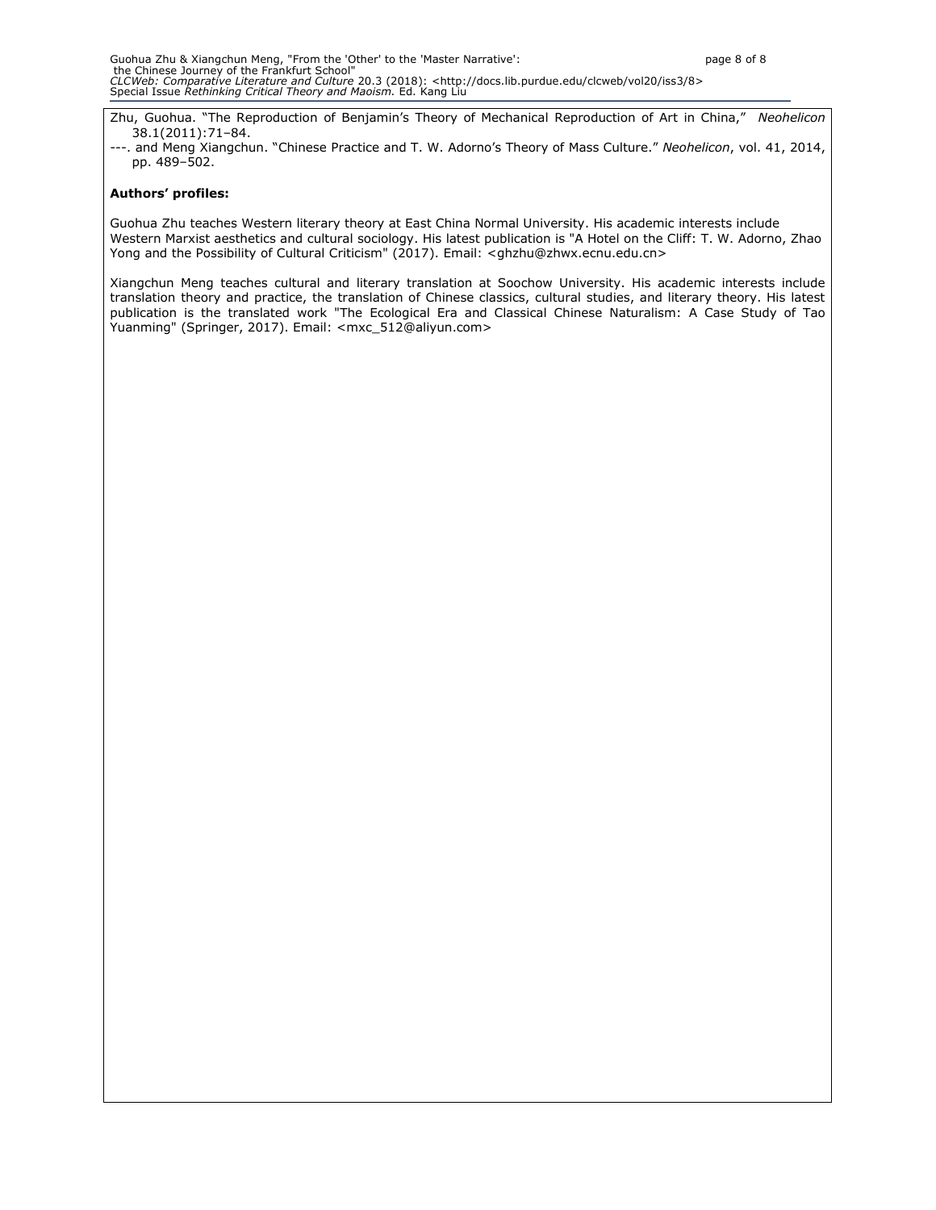Zhu, Guohua. "The Reproduction of Benjamin's Theory of Mechanical Reproduction of Art in China," *Neohelicon* 38.1(2011):71–84.

---. and Meng Xiangchun. "Chinese Practice and T. W. Adorno's Theory of Mass Culture." *Neohelicon*, vol. 41, 2014, pp. 489–502.

**Authors' profiles:**

Guohua Zhu teaches Western literary theory at East China Normal University. His academic interests include Western Marxist aesthetics and cultural sociology. His latest publication is "A Hotel on the Cliff: T. W. Adorno, Zhao Yong and the Possibility of Cultural Criticism" (2017). Email: <ghzhu@zhwx.ecnu.edu.cn>

Xiangchun Meng teaches cultural and literary translation at Soochow University. His academic interests include translation theory and practice, the translation of Chinese classics, cultural studies, and literary theory. His latest publication is the translated work "The Ecological Era and Classical Chinese Naturalism: A Case Study of Tao Yuanming" (Springer, 2017). Email: <mxc_512@aliyun.com>